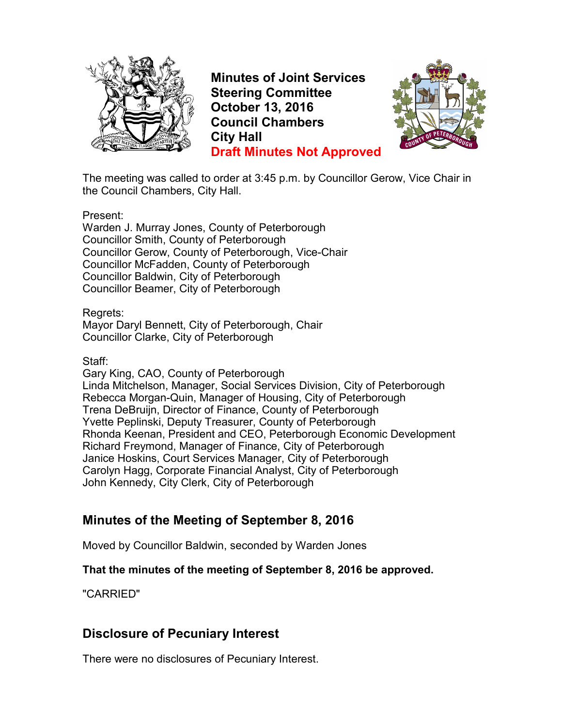# Minutes of Joint Services Steering Committee
# October 13, 2016
# Council Chambers
# City Hall
# Draft Minutes Not Approved

The meeting was called to order at 3:45 p.m. by Councillor Gerow, Vice Chair in the Council Chambers, City Hall.

Present:
Warden J. Murray Jones, County of Peterborough
Councillor Smith, County of Peterborough
Councillor Gerow, County of Peterborough, Vice-Chair
Councillor McFadden, County of Peterborough
Councillor Baldwin, City of Peterborough
Councillor Beamer, City of Peterborough

Regrets:
Mayor Daryl Bennett, City of Peterborough, Chair
Councillor Clarke, City of Peterborough

Staff:
Gary King, CAO, County of Peterborough
Linda Mitchelson, Manager, Social Services Division, City of Peterborough
Rebecca Morgan-Quin, Manager of Housing, City of Peterborough
Trena DeBruijn, Director of Finance, County of Peterborough
Yvette Peplinski, Deputy Treasurer, County of Peterborough
Rhonda Keenan, President and CEO, Peterborough Economic Development
Richard Freymond, Manager of Finance, City of Peterborough
Janice Hoskins, Court Services Manager, City of Peterborough
Carolyn Hagg, Corporate Financial Analyst, City of Peterborough
John Kennedy, City Clerk, City of Peterborough

## Minutes of the Meeting of September 8, 2016

Moved by Councillor Baldwin, seconded by Warden Jones

**That the minutes of the meeting of September 8, 2016 be approved.**

"CARRIED"

## Disclosure of Pecuniary Interest

There were no disclosures of Pecuniary Interest.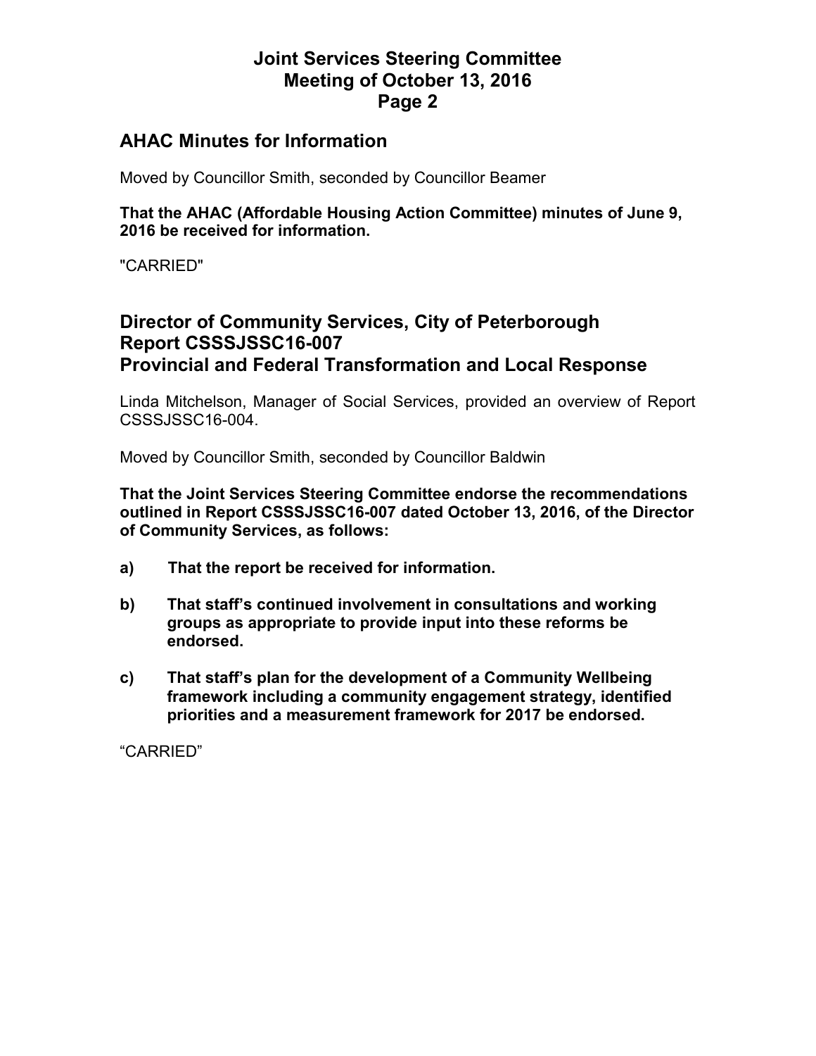## AHAC Minutes for Information

Moved by Councillor Smith, seconded by Councillor Beamer

**That the AHAC (Affordable Housing Action Committee) minutes of June 9, 2016 be received for information.**

"CARRIED"

## Director of Community Services, City of Peterborough
## Report CSSSJSSC16-007
## Provincial and Federal Transformation and Local Response

Linda Mitchelson, Manager of Social Services, provided an overview of Report CSSSJSSC16-004.

Moved by Councillor Smith, seconded by Councillor Baldwin

**That the Joint Services Steering Committee endorse the recommendations outlined in Report CSSSJSSC16-007 dated October 13, 2016, of the Director of Community Services, as follows:**

**a) That the report be received for information.**

**b) That staff's continued involvement in consultations and working groups as appropriate to provide input into these reforms be endorsed.**

**c) That staff's plan for the development of a Community Wellbeing framework including a community engagement strategy, identified priorities and a measurement framework for 2017 be endorsed.**

"CARRIED"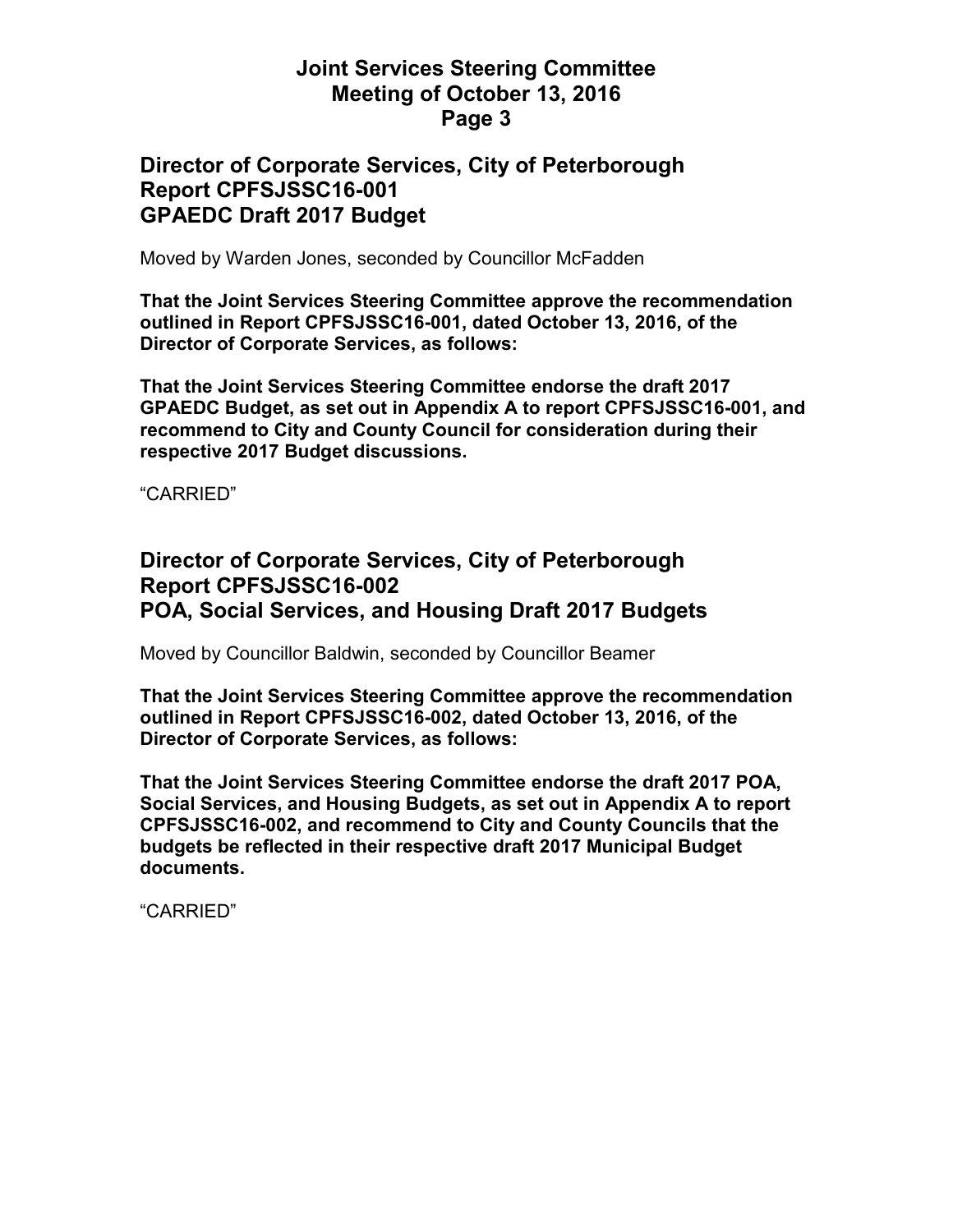## Director of Corporate Services, City of Peterborough
## Report CPFSJSSC16-001
## GPAEDC Draft 2017 Budget

Moved by Warden Jones, seconded by Councillor McFadden

**That the Joint Services Steering Committee approve the recommendation outlined in Report CPFSJSSC16-001, dated October 13, 2016, of the Director of Corporate Services, as follows:**

**That the Joint Services Steering Committee endorse the draft 2017 GPAEDC Budget, as set out in Appendix A to report CPFSJSSC16-001, and recommend to City and County Council for consideration during their respective 2017 Budget discussions.**

"CARRIED"

## Director of Corporate Services, City of Peterborough
## Report CPFSJSSC16-002
## POA, Social Services, and Housing Draft 2017 Budgets

Moved by Councillor Baldwin, seconded by Councillor Beamer

**That the Joint Services Steering Committee approve the recommendation outlined in Report CPFSJSSC16-002, dated October 13, 2016, of the Director of Corporate Services, as follows:**

**That the Joint Services Steering Committee endorse the draft 2017 POA, Social Services, and Housing Budgets, as set out in Appendix A to report CPFSJSSC16-002, and recommend to City and County Councils that the budgets be reflected in their respective draft 2017 Municipal Budget documents.**

"CARRIED"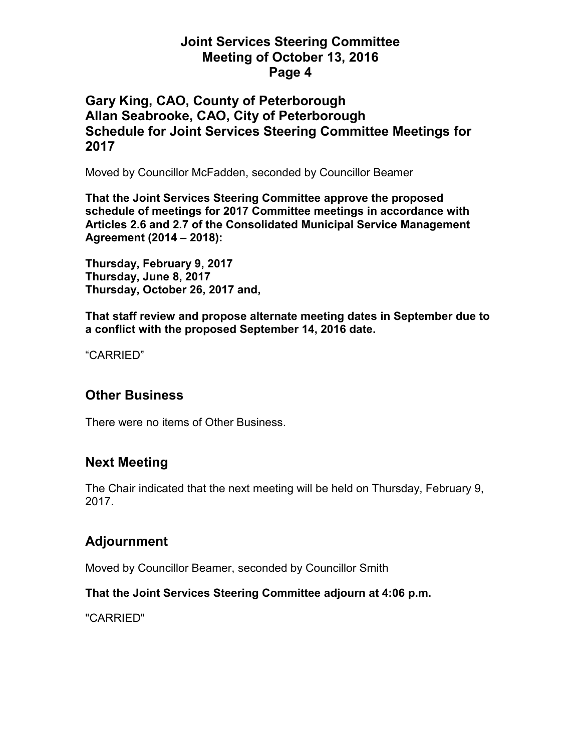## Gary King, CAO, County of Peterborough
## Allan Seabrooke, CAO, City of Peterborough
## Schedule for Joint Services Steering Committee Meetings for 2017

Moved by Councillor McFadden, seconded by Councillor Beamer

**That the Joint Services Steering Committee approve the proposed schedule of meetings for 2017 Committee meetings in accordance with Articles 2.6 and 2.7 of the Consolidated Municipal Service Management Agreement (2014 – 2018):**

**Thursday, February 9, 2017**
**Thursday, June 8, 2017**
**Thursday, October 26, 2017 and,**

**That staff review and propose alternate meeting dates in September due to a conflict with the proposed September 14, 2016 date.**

"CARRIED"

## Other Business

There were no items of Other Business.

## Next Meeting

The Chair indicated that the next meeting will be held on Thursday, February 9, 2017.

## Adjournment

Moved by Councillor Beamer, seconded by Councillor Smith

**That the Joint Services Steering Committee adjourn at 4:06 p.m.**

"CARRIED"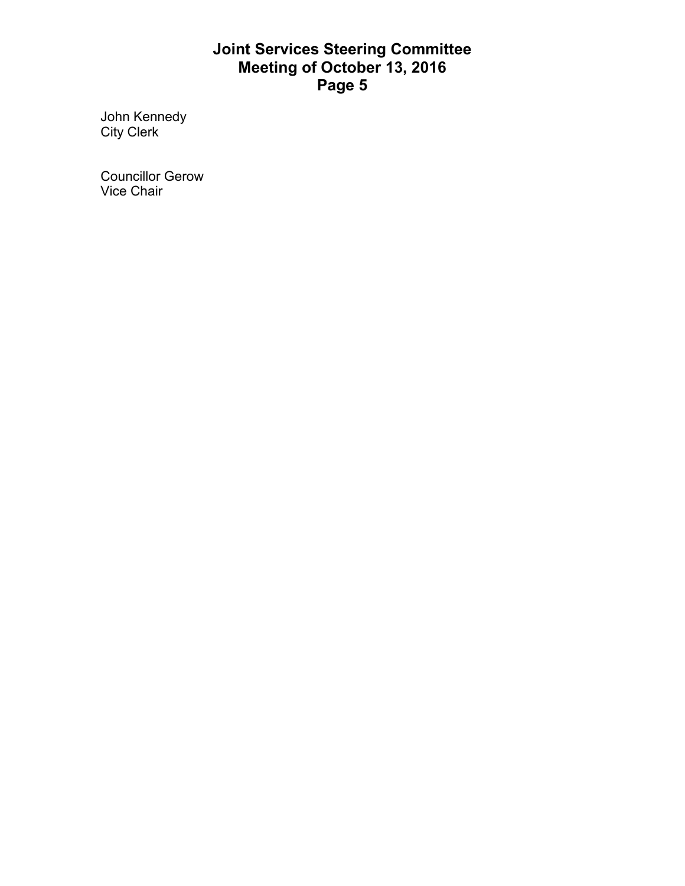John Kennedy
City Clerk

Councillor Gerow
Vice Chair